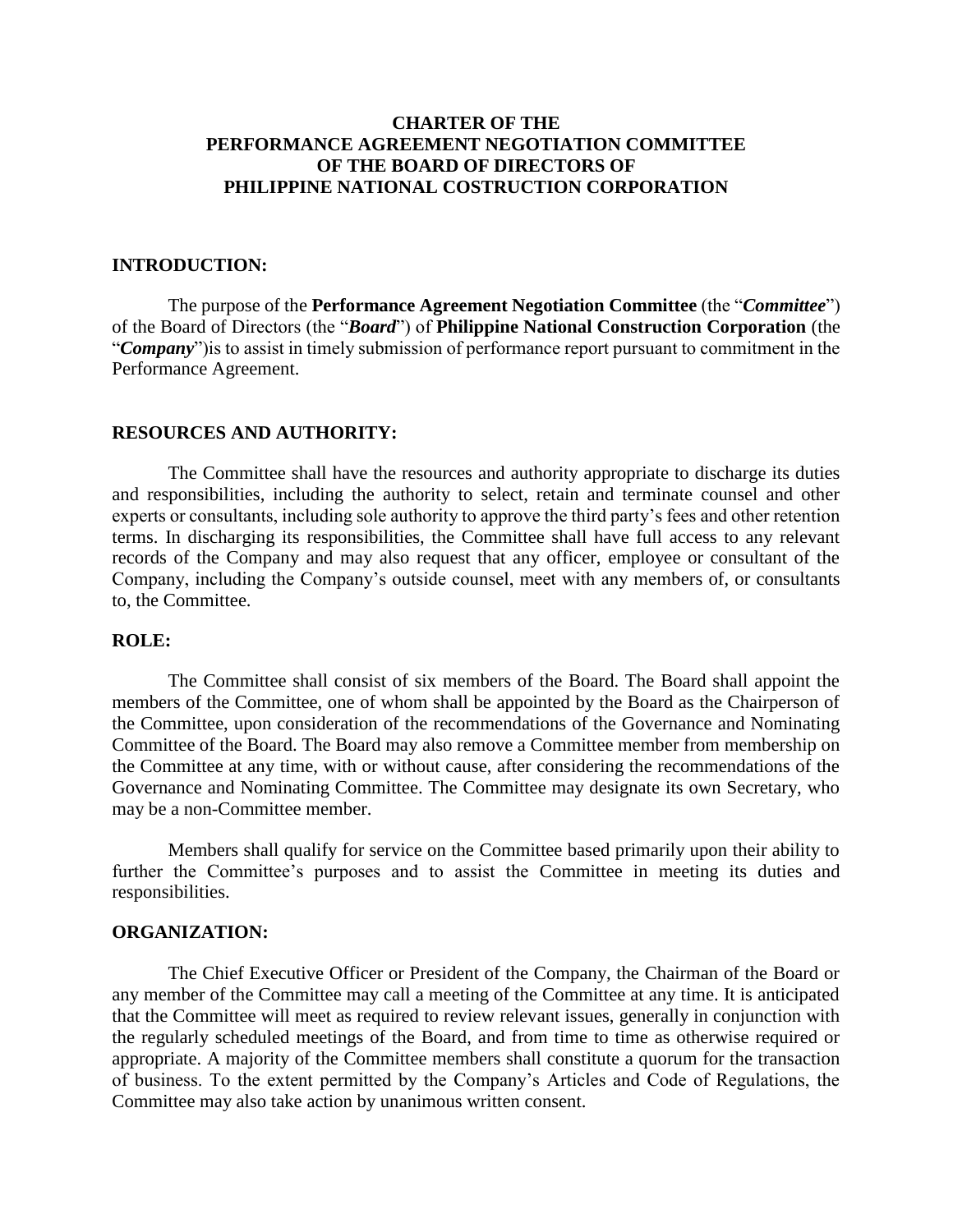# CHARTER OF THE
# PERFORMANCE AGREEMENT NEGOTIATION COMMITTEE
# OF THE BOARD OF DIRECTORS OF
# PHILIPPINE NATIONAL COSTRUCTION CORPORATION

## INTRODUCTION:

The purpose of the **Performance Agreement Negotiation Committee** (the "***Committee***") of the Board of Directors (the "***Board***") of **Philippine National Construction Corporation** (the "***Company***")is to assist in timely submission of performance report pursuant to commitment in the Performance Agreement.

## RESOURCES AND AUTHORITY:

The Committee shall have the resources and authority appropriate to discharge its duties and responsibilities, including the authority to select, retain and terminate counsel and other experts or consultants, including sole authority to approve the third party's fees and other retention terms. In discharging its responsibilities, the Committee shall have full access to any relevant records of the Company and may also request that any officer, employee or consultant of the Company, including the Company's outside counsel, meet with any members of, or consultants to, the Committee.

## ROLE:

The Committee shall consist of six members of the Board. The Board shall appoint the members of the Committee, one of whom shall be appointed by the Board as the Chairperson of the Committee, upon consideration of the recommendations of the Governance and Nominating Committee of the Board. The Board may also remove a Committee member from membership on the Committee at any time, with or without cause, after considering the recommendations of the Governance and Nominating Committee. The Committee may designate its own Secretary, who may be a non-Committee member.

Members shall qualify for service on the Committee based primarily upon their ability to further the Committee's purposes and to assist the Committee in meeting its duties and responsibilities.

## ORGANIZATION:

The Chief Executive Officer or President of the Company, the Chairman of the Board or any member of the Committee may call a meeting of the Committee at any time. It is anticipated that the Committee will meet as required to review relevant issues, generally in conjunction with the regularly scheduled meetings of the Board, and from time to time as otherwise required or appropriate. A majority of the Committee members shall constitute a quorum for the transaction of business. To the extent permitted by the Company's Articles and Code of Regulations, the Committee may also take action by unanimous written consent.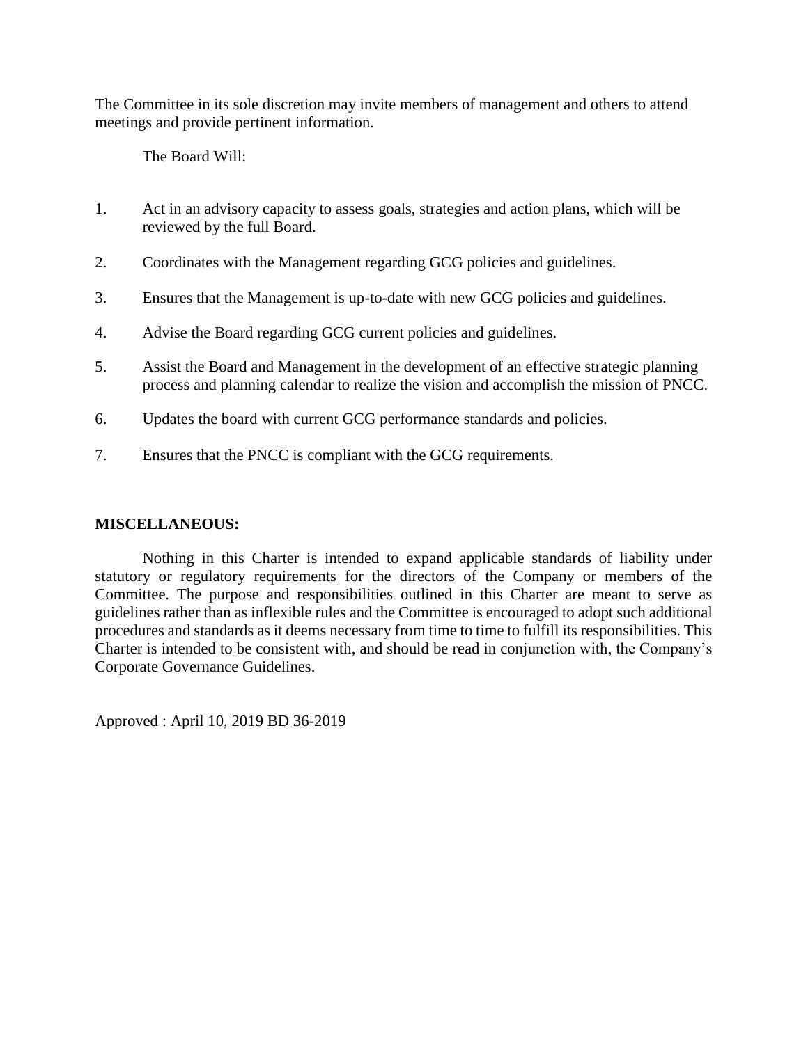The Committee in its sole discretion may invite members of management and others to attend meetings and provide pertinent information.

The Board Will:

1. Act in an advisory capacity to assess goals, strategies and action plans, which will be reviewed by the full Board.
2. Coordinates with the Management regarding GCG policies and guidelines.
3. Ensures that the Management is up-to-date with new GCG policies and guidelines.
4. Advise the Board regarding GCG current policies and guidelines.
5. Assist the Board and Management in the development of an effective strategic planning process and planning calendar to realize the vision and accomplish the mission of PNCC.
6. Updates the board with current GCG performance standards and policies.
7. Ensures that the PNCC is compliant with the GCG requirements.

**MISCELLANEOUS:**

Nothing in this Charter is intended to expand applicable standards of liability under statutory or regulatory requirements for the directors of the Company or members of the Committee. The purpose and responsibilities outlined in this Charter are meant to serve as guidelines rather than as inflexible rules and the Committee is encouraged to adopt such additional procedures and standards as it deems necessary from time to time to fulfill its responsibilities. This Charter is intended to be consistent with, and should be read in conjunction with, the Company's Corporate Governance Guidelines.

Approved : April 10, 2019 BD 36-2019